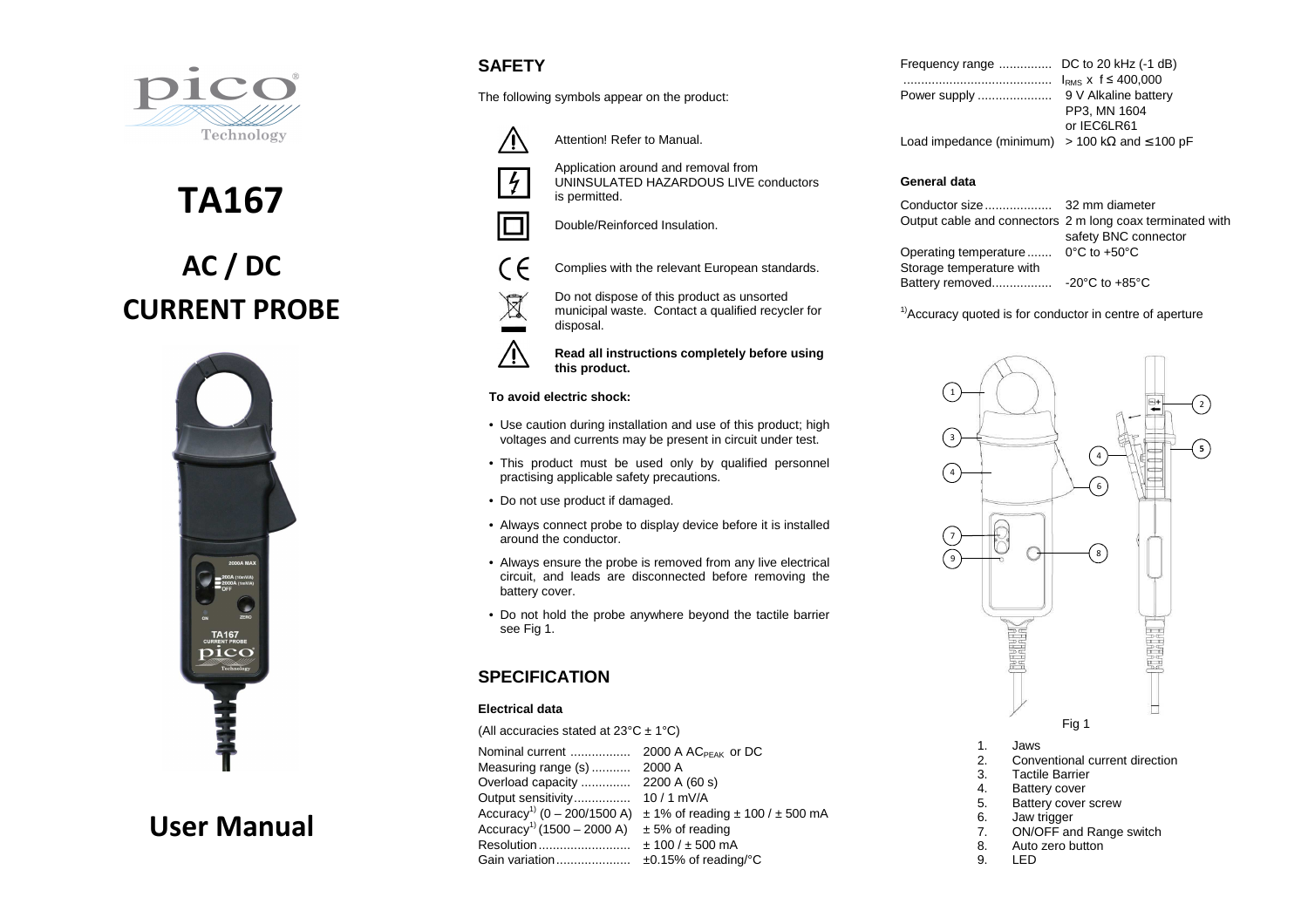# TA167

## AC / DC CURRENT PROBE

## User Manual

## SAFETY

The following symbols appear on the product:

- Attention! Refer to Manual.
- Application around and removal from UNINSULATED HAZARDOUS LIVE conductors is permitted.
- Double/Reinforced Insulation.
- Complies with the relevant European standards.
- Do not dispose of this product as unsorted municipal waste. Contact a qualified recycler for disposal.
- **Read all instructions completely before using this product.**

**To avoid electric shock:**

- Use caution during installation and use of this product; high voltages and currents may be present in circuit under test.
- This product must be used only by qualified personnel practising applicable safety precautions.
- Do not use product if damaged.
- Always connect probe to display device before it is installed around the conductor.
- Always ensure the probe is removed from any live electrical circuit, and leads are disconnected before removing the battery cover.
- Do not hold the probe anywhere beyond the tactile barrier see Fig 1.

## SPECIFICATION

### Electrical data

(All accuracies stated at 23°C ± 1°C)

| | |
|---|---|
| Nominal current | 2000 A $AC_{PEAK}$ or DC |
| Measuring range (s) | 2000 A |
| Overload capacity | 2200 A (60 s) |
| Output sensitivity | 10 / 1 mV/A |
| Accuracy[1] (0 – 200/1500 A) | ± 1% of reading ± 100 / ± 500 mA |
| Accuracy[1] (1500 – 2000 A) | ± 5% of reading |
| Resolution | ± 100 / ± 500 mA |
| Gain variation | ±0.15% of reading/°C |
| Frequency range | DC to 20 kHz (-1 dB) |
| | $I_{RMS}$ x f ≤ 400,000 |
| Power supply | 9 V Alkaline battery PP3, MN 1604 or IEC6LR61 |
| Load impedance (minimum) | > 100 kΩ and ≤ 100 pF |

### General data

| | |
|---|---|
| Conductor size | 32 mm diameter |
| Output cable and connectors | 2 m long coax terminated with safety BNC connector |
| Operating temperature | 0°C to +50°C |
| Storage temperature with Battery removed | -20°C to +85°C |

[1]Accuracy quoted is for conductor in centre of aperture

Fig 1

1. Jaws
2. Conventional current direction
3. Tactile Barrier
4. Battery cover
5. Battery cover screw
6. Jaw trigger
7. ON/OFF and Range switch
8. Auto zero button
9. LED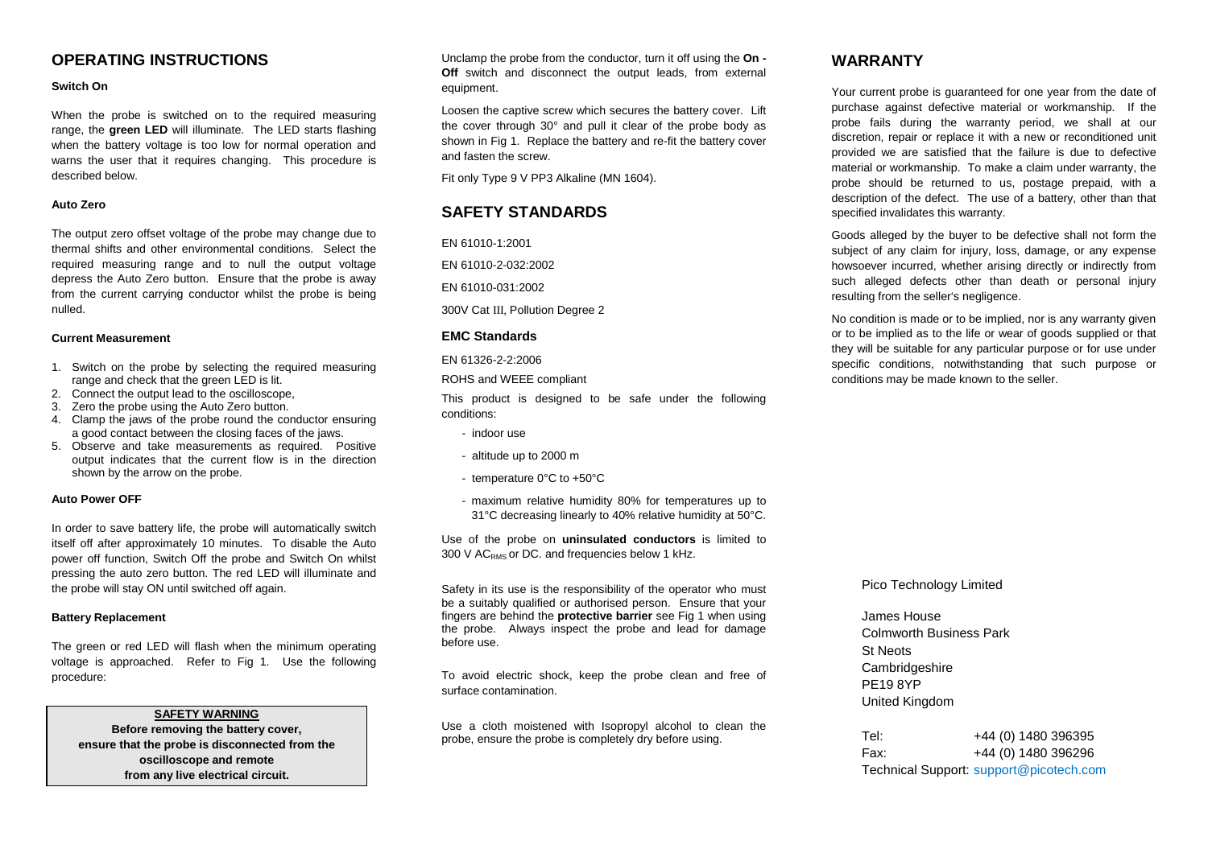## OPERATING INSTRUCTIONS

#### Switch On

When the probe is switched on to the required measuring range, the **green LED** will illuminate. The LED starts flashing when the battery voltage is too low for normal operation and warns the user that it requires changing. This procedure is described below.

#### Auto Zero

The output zero offset voltage of the probe may change due to thermal shifts and other environmental conditions. Select the required measuring range and to null the output voltage depress the Auto Zero button. Ensure that the probe is away from the current carrying conductor whilst the probe is being nulled.

#### Current Measurement

1. Switch on the probe by selecting the required measuring range and check that the green LED is lit.
2. Connect the output lead to the oscilloscope,
3. Zero the probe using the Auto Zero button.
4. Clamp the jaws of the probe round the conductor ensuring a good contact between the closing faces of the jaws.
5. Observe and take measurements as required. Positive output indicates that the current flow is in the direction shown by the arrow on the probe.

#### Auto Power OFF

In order to save battery life, the probe will automatically switch itself off after approximately 10 minutes. To disable the Auto power off function, Switch Off the probe and Switch On whilst pressing the auto zero button. The red LED will illuminate and the probe will stay ON until switched off again.

#### Battery Replacement

The green or red LED will flash when the minimum operating voltage is approached. Refer to Fig 1. Use the following procedure:

> **SAFETY WARNING**
> **Before removing the battery cover, ensure that the probe is disconnected from the oscilloscope and remote from any live electrical circuit.**

Unclamp the probe from the conductor, turn it off using the **On - Off** switch and disconnect the output leads, from external equipment.

Loosen the captive screw which secures the battery cover. Lift the cover through 30° and pull it clear of the probe body as shown in Fig 1. Replace the battery and re-fit the battery cover and fasten the screw.

Fit only Type 9 V PP3 Alkaline (MN 1604).

## SAFETY STANDARDS

EN 61010-1:2001

EN 61010-2-032:2002

EN 61010-031:2002

300V Cat III, Pollution Degree 2

### EMC Standards

EN 61326-2-2:2006

ROHS and WEEE compliant

This product is designed to be safe under the following conditions:

- indoor use
- altitude up to 2000 m
- temperature 0°C to +50°C
- maximum relative humidity 80% for temperatures up to 31°C decreasing linearly to 40% relative humidity at 50°C.

Use of the probe on **uninsulated conductors** is limited to 300 V $AC_{RMS}$ or DC. and frequencies below 1 kHz.

Safety in its use is the responsibility of the operator who must be a suitably qualified or authorised person. Ensure that your fingers are behind the **protective barrier** see Fig 1 when using the probe. Always inspect the probe and lead for damage before use.

To avoid electric shock, keep the probe clean and free of surface contamination.

Use a cloth moistened with Isopropyl alcohol to clean the probe, ensure the probe is completely dry before using.

## WARRANTY

Your current probe is guaranteed for one year from the date of purchase against defective material or workmanship. If the probe fails during the warranty period, we shall at our discretion, repair or replace it with a new or reconditioned unit provided we are satisfied that the failure is due to defective material or workmanship. To make a claim under warranty, the probe should be returned to us, postage prepaid, with a description of the defect. The use of a battery, other than that specified invalidates this warranty.

Goods alleged by the buyer to be defective shall not form the subject of any claim for injury, loss, damage, or any expense howsoever incurred, whether arising directly or indirectly from such alleged defects other than death or personal injury resulting from the seller's negligence.

No condition is made or to be implied, nor is any warranty given or to be implied as to the life or wear of goods supplied or that they will be suitable for any particular purpose or for use under specific conditions, notwithstanding that such purpose or conditions may be made known to the seller.

Pico Technology Limited

James House
Colmworth Business Park
St Neots
Cambridgeshire
PE19 8YP
United Kingdom

Tel: +44 (0) 1480 396395
Fax: +44 (0) 1480 396296
Technical Support: support@picotech.com